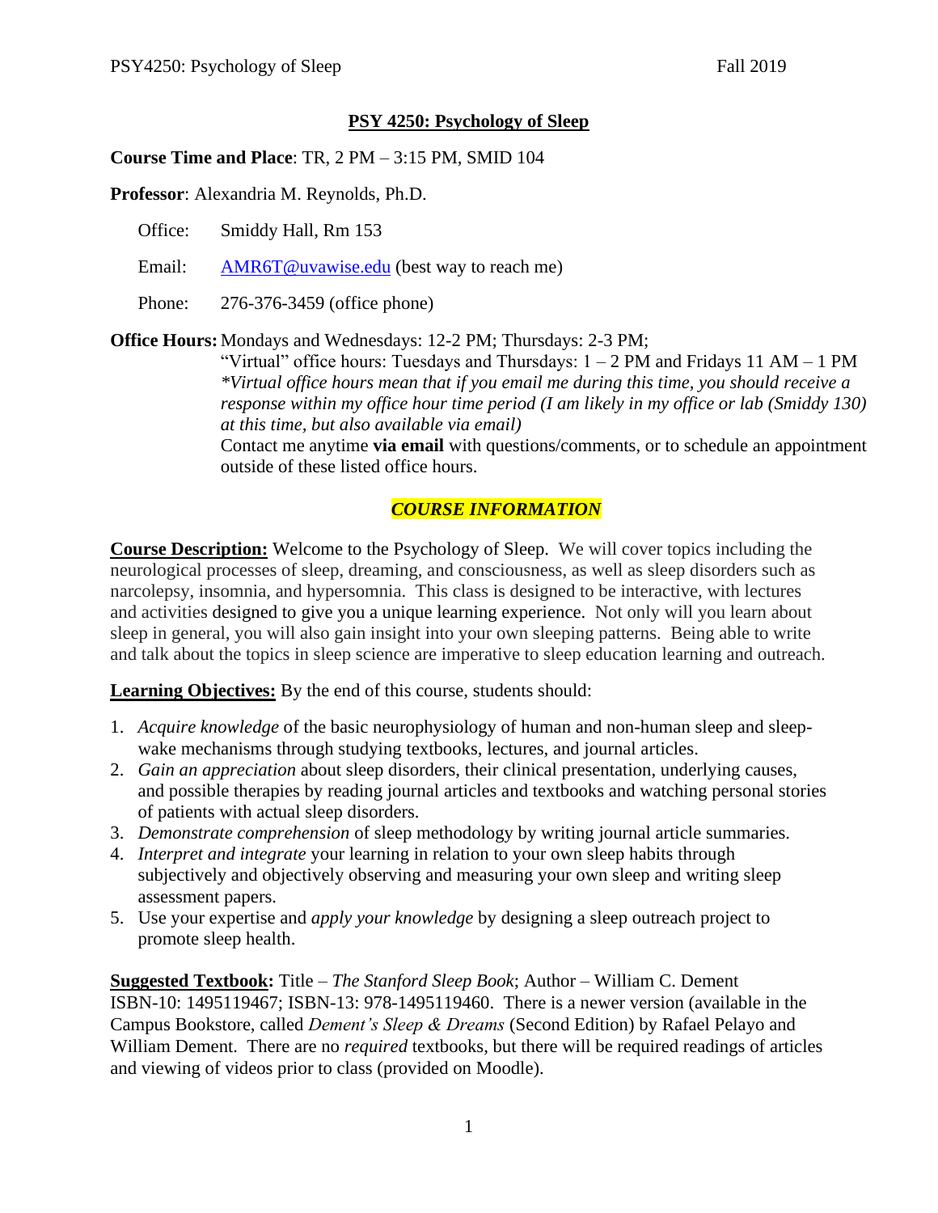# PSY 4250: Psychology of Sleep

**Course Time and Place**: TR, 2 PM – 3:15 PM, SMID 104

**Professor**: Alexandria M. Reynolds, Ph.D.

- Office: Smiddy Hall, Rm 153
- Email: AMR6T@uvawise.edu (best way to reach me)
- Phone: 276-376-3459 (office phone)

**Office Hours:** Mondays and Wednesdays: 12-2 PM; Thursdays: 2-3 PM;
"Virtual" office hours: Tuesdays and Thursdays: 1 – 2 PM and Fridays 11 AM – 1 PM
*\*Virtual office hours mean that if you email me during this time, you should receive a response within my office hour time period (I am likely in my office or lab (Smiddy 130) at this time, but also available via email)*
Contact me anytime **via email** with questions/comments, or to schedule an appointment outside of these listed office hours.

## *COURSE INFORMATION*

**Course Description:** Welcome to the Psychology of Sleep. We will cover topics including the neurological processes of sleep, dreaming, and consciousness, as well as sleep disorders such as narcolepsy, insomnia, and hypersomnia. This class is designed to be interactive, with lectures and activities designed to give you a unique learning experience. Not only will you learn about sleep in general, you will also gain insight into your own sleeping patterns. Being able to write and talk about the topics in sleep science are imperative to sleep education learning and outreach.

**Learning Objectives:** By the end of this course, students should:

1. *Acquire knowledge* of the basic neurophysiology of human and non-human sleep and sleep-wake mechanisms through studying textbooks, lectures, and journal articles.
2. *Gain an appreciation* about sleep disorders, their clinical presentation, underlying causes, and possible therapies by reading journal articles and textbooks and watching personal stories of patients with actual sleep disorders.
3. *Demonstrate comprehension* of sleep methodology by writing journal article summaries.
4. *Interpret and integrate* your learning in relation to your own sleep habits through subjectively and objectively observing and measuring your own sleep and writing sleep assessment papers.
5. Use your expertise and *apply your knowledge* by designing a sleep outreach project to promote sleep health.

**Suggested Textbook:** Title – *The Stanford Sleep Book*; Author – William C. Dement ISBN-10: 1495119467; ISBN-13: 978-1495119460. There is a newer version (available in the Campus Bookstore, called *Dement's Sleep & Dreams* (Second Edition) by Rafael Pelayo and William Dement. There are no *required* textbooks, but there will be required readings of articles and viewing of videos prior to class (provided on Moodle).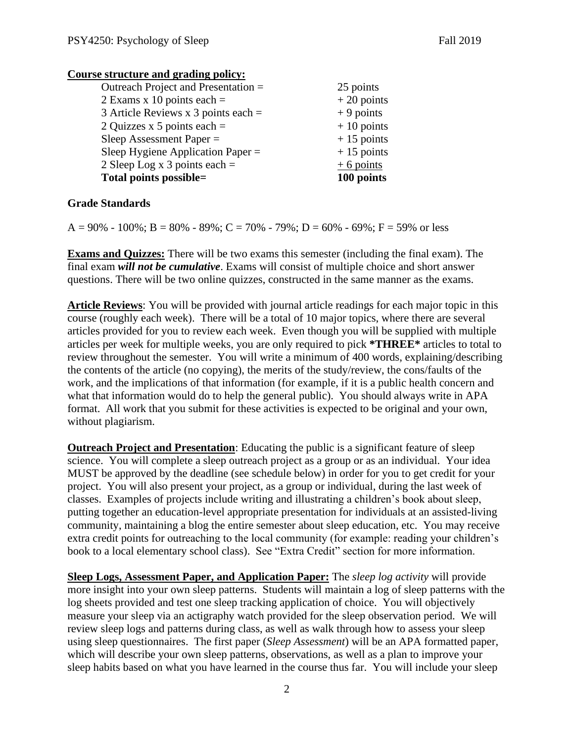**Course structure and grading policy:**

| | |
|---|---|
| Outreach Project and Presentation = | 25 points |
| 2 Exams x 10 points each = | + 20 points |
| 3 Article Reviews x 3 points each = | + 9 points |
| 2 Quizzes x 5 points each = | + 10 points |
| Sleep Assessment Paper = | + 15 points |
| Sleep Hygiene Application Paper = | + 15 points |
| 2 Sleep Log x 3 points each = | + 6 points |
| **Total points possible=** | **100 points** |

**Grade Standards**

A = 90% - 100%; B = 80% - 89%; C = 70% - 79%; D = 60% - 69%; F = 59% or less

**Exams and Quizzes:** There will be two exams this semester (including the final exam). The final exam ***will not be cumulative***. Exams will consist of multiple choice and short answer questions. There will be two online quizzes, constructed in the same manner as the exams.

**Article Reviews**: You will be provided with journal article readings for each major topic in this course (roughly each week). There will be a total of 10 major topics, where there are several articles provided for you to review each week. Even though you will be supplied with multiple articles per week for multiple weeks, you are only required to pick ***THREE*** articles to total to review throughout the semester. You will write a minimum of 400 words, explaining/describing the contents of the article (no copying), the merits of the study/review, the cons/faults of the work, and the implications of that information (for example, if it is a public health concern and what that information would do to help the general public). You should always write in APA format. All work that you submit for these activities is expected to be original and your own, without plagiarism.

**Outreach Project and Presentation**: Educating the public is a significant feature of sleep science. You will complete a sleep outreach project as a group or as an individual. Your idea MUST be approved by the deadline (see schedule below) in order for you to get credit for your project. You will also present your project, as a group or individual, during the last week of classes. Examples of projects include writing and illustrating a children's book about sleep, putting together an education-level appropriate presentation for individuals at an assisted-living community, maintaining a blog the entire semester about sleep education, etc. You may receive extra credit points for outreaching to the local community (for example: reading your children's book to a local elementary school class). See "Extra Credit" section for more information.

**Sleep Logs, Assessment Paper, and Application Paper:** The *sleep log activity* will provide more insight into your own sleep patterns. Students will maintain a log of sleep patterns with the log sheets provided and test one sleep tracking application of choice. You will objectively measure your sleep via an actigraphy watch provided for the sleep observation period. We will review sleep logs and patterns during class, as well as walk through how to assess your sleep using sleep questionnaires. The first paper (*Sleep Assessment*) will be an APA formatted paper, which will describe your own sleep patterns, observations, as well as a plan to improve your sleep habits based on what you have learned in the course thus far. You will include your sleep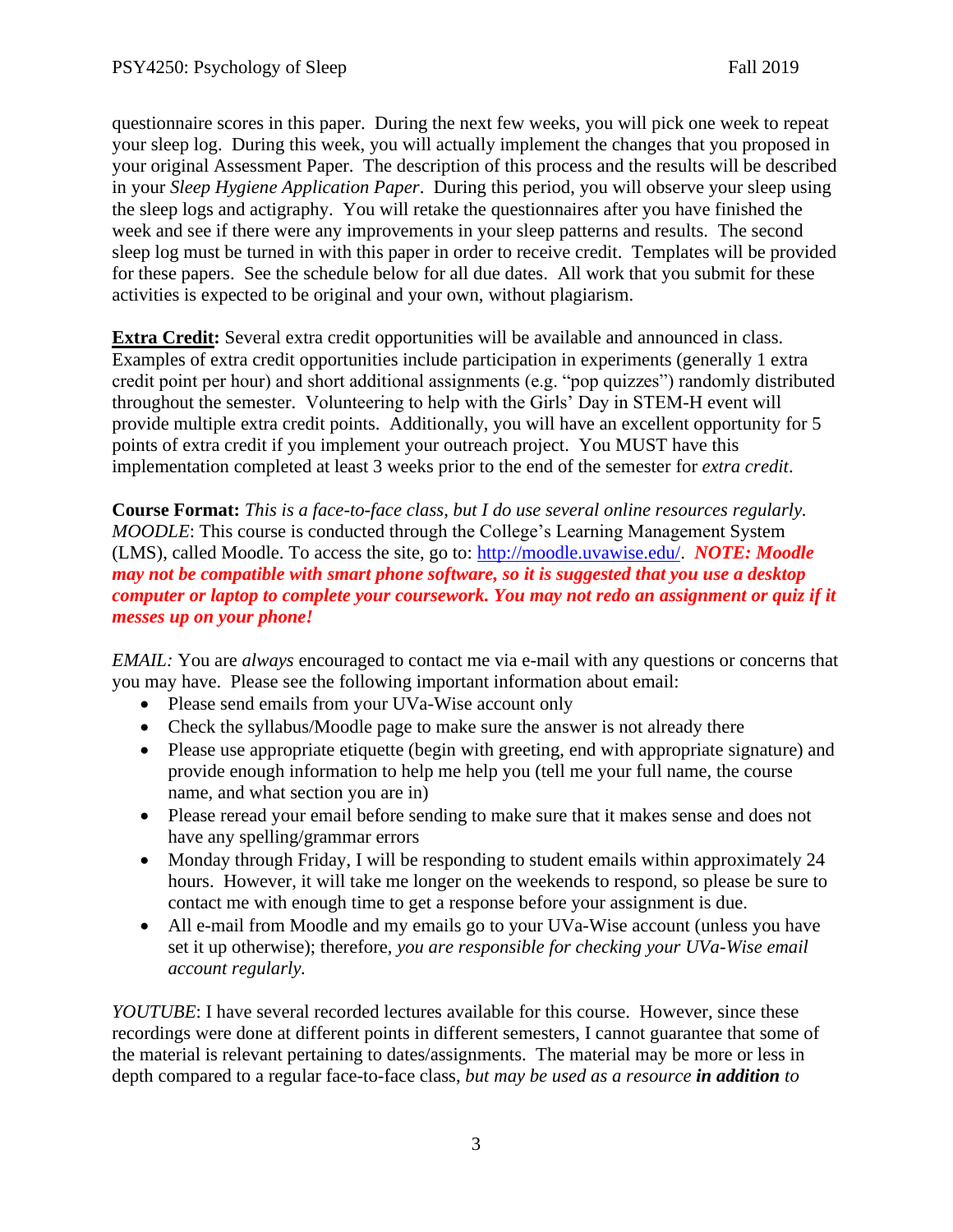questionnaire scores in this paper. During the next few weeks, you will pick one week to repeat your sleep log. During this week, you will actually implement the changes that you proposed in your original Assessment Paper. The description of this process and the results will be described in your *Sleep Hygiene Application Paper*. During this period, you will observe your sleep using the sleep logs and actigraphy. You will retake the questionnaires after you have finished the week and see if there were any improvements in your sleep patterns and results. The second sleep log must be turned in with this paper in order to receive credit. Templates will be provided for these papers. See the schedule below for all due dates. All work that you submit for these activities is expected to be original and your own, without plagiarism.

**Extra Credit:** Several extra credit opportunities will be available and announced in class. Examples of extra credit opportunities include participation in experiments (generally 1 extra credit point per hour) and short additional assignments (e.g. "pop quizzes") randomly distributed throughout the semester. Volunteering to help with the Girls' Day in STEM-H event will provide multiple extra credit points. Additionally, you will have an excellent opportunity for 5 points of extra credit if you implement your outreach project. You MUST have this implementation completed at least 3 weeks prior to the end of the semester for *extra credit*.

**Course Format:** *This is a face-to-face class, but I do use several online resources regularly.* *MOODLE*: This course is conducted through the College's Learning Management System (LMS), called Moodle. To access the site, go to: [http://moodle.uvawise.edu/](http://moodle.uvawise.edu/). ***NOTE: Moodle may not be compatible with smart phone software, so it is suggested that you use a desktop computer or laptop to complete your coursework. You may not redo an assignment or quiz if it messes up on your phone!***

*EMAIL:* You are *always* encouraged to contact me via e-mail with any questions or concerns that you may have. Please see the following important information about email:

- Please send emails from your UVa-Wise account only
- Check the syllabus/Moodle page to make sure the answer is not already there
- Please use appropriate etiquette (begin with greeting, end with appropriate signature) and provide enough information to help me help you (tell me your full name, the course name, and what section you are in)
- Please reread your email before sending to make sure that it makes sense and does not have any spelling/grammar errors
- Monday through Friday, I will be responding to student emails within approximately 24 hours. However, it will take me longer on the weekends to respond, so please be sure to contact me with enough time to get a response before your assignment is due.
- All e-mail from Moodle and my emails go to your UVa-Wise account (unless you have set it up otherwise); therefore, *you are responsible for checking your UVa-Wise email account regularly.*

*YOUTUBE*: I have several recorded lectures available for this course. However, since these recordings were done at different points in different semesters, I cannot guarantee that some of the material is relevant pertaining to dates/assignments. The material may be more or less in depth compared to a regular face-to-face class, *but may be used as a resource* ***in addition*** *to*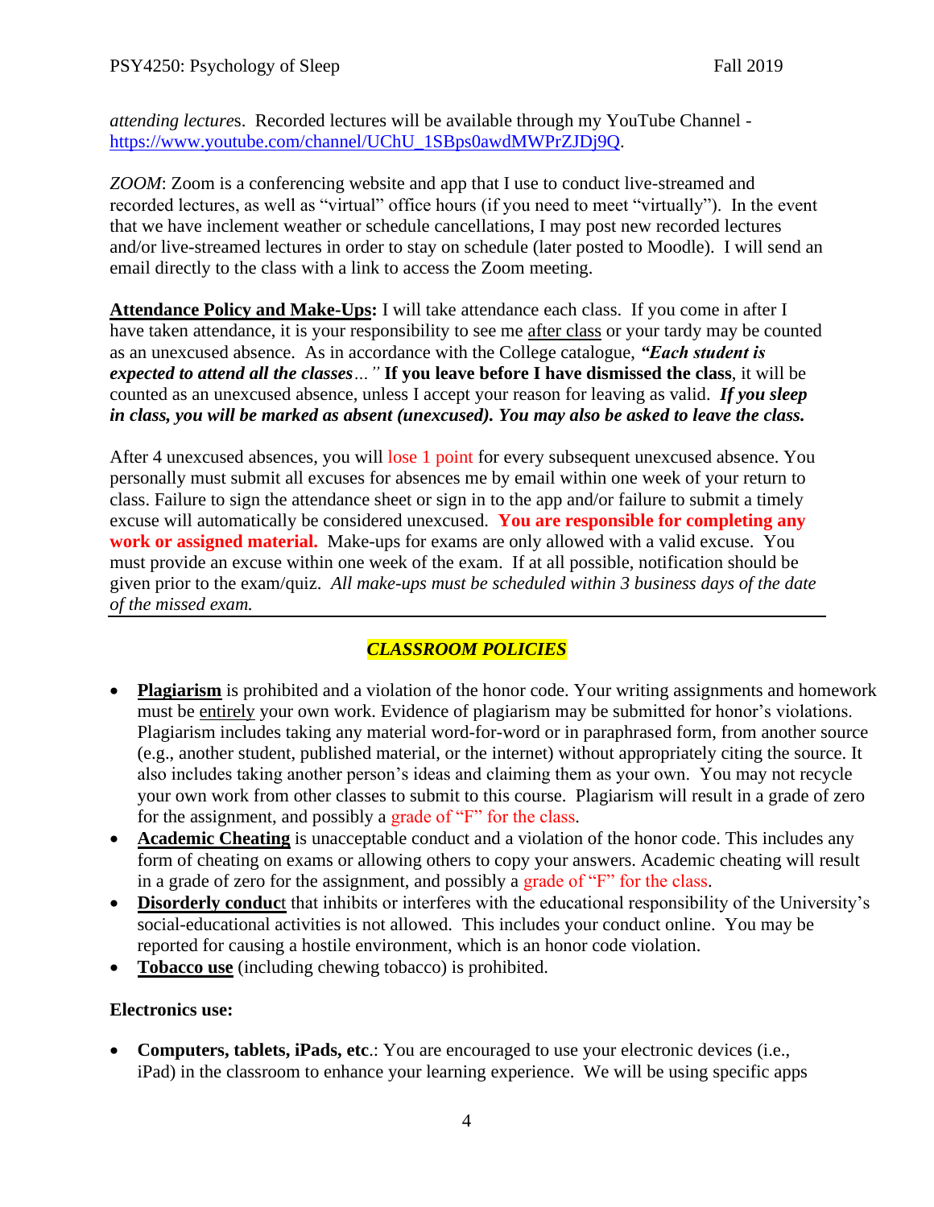*attending lectures*. Recorded lectures will be available through my YouTube Channel - https://www.youtube.com/channel/UChU_1SBps0awdMWPrZJDj9Q.

*ZOOM*: Zoom is a conferencing website and app that I use to conduct live-streamed and recorded lectures, as well as "virtual" office hours (if you need to meet "virtually"). In the event that we have inclement weather or schedule cancellations, I may post new recorded lectures and/or live-streamed lectures in order to stay on schedule (later posted to Moodle). I will send an email directly to the class with a link to access the Zoom meeting.

**Attendance Policy and Make-Ups:** I will take attendance each class. If you come in after I have taken attendance, it is your responsibility to see me after class or your tardy may be counted as an unexcused absence. As in accordance with the College catalogue, ***"Each student is expected to attend all the classes…"*** **If you leave before I have dismissed the class**, it will be counted as an unexcused absence, unless I accept your reason for leaving as valid. ***If you sleep in class, you will be marked as absent (unexcused). You may also be asked to leave the class.***

After 4 unexcused absences, you will lose 1 point for every subsequent unexcused absence. You personally must submit all excuses for absences me by email within one week of your return to class. Failure to sign the attendance sheet or sign in to the app and/or failure to submit a timely excuse will automatically be considered unexcused. **You are responsible for completing any work or assigned material.** Make-ups for exams are only allowed with a valid excuse. You must provide an excuse within one week of the exam. If at all possible, notification should be given prior to the exam/quiz. *All make-ups must be scheduled within 3 business days of the date of the missed exam.*

## *CLASSROOM POLICIES*

- **Plagiarism** is prohibited and a violation of the honor code. Your writing assignments and homework must be entirely your own work. Evidence of plagiarism may be submitted for honor's violations. Plagiarism includes taking any material word-for-word or in paraphrased form, from another source (e.g., another student, published material, or the internet) without appropriately citing the source. It also includes taking another person's ideas and claiming them as your own. You may not recycle your own work from other classes to submit to this course. Plagiarism will result in a grade of zero for the assignment, and possibly a grade of "F" for the class.
- **Academic Cheating** is unacceptable conduct and a violation of the honor code. This includes any form of cheating on exams or allowing others to copy your answers. Academic cheating will result in a grade of zero for the assignment, and possibly a grade of "F" for the class.
- **Disorderly conduct** that inhibits or interferes with the educational responsibility of the University's social-educational activities is not allowed. This includes your conduct online. You may be reported for causing a hostile environment, which is an honor code violation.
- **Tobacco use** (including chewing tobacco) is prohibited.

**Electronics use:**

- **Computers, tablets, iPads, etc**.: You are encouraged to use your electronic devices (i.e., iPad) in the classroom to enhance your learning experience. We will be using specific apps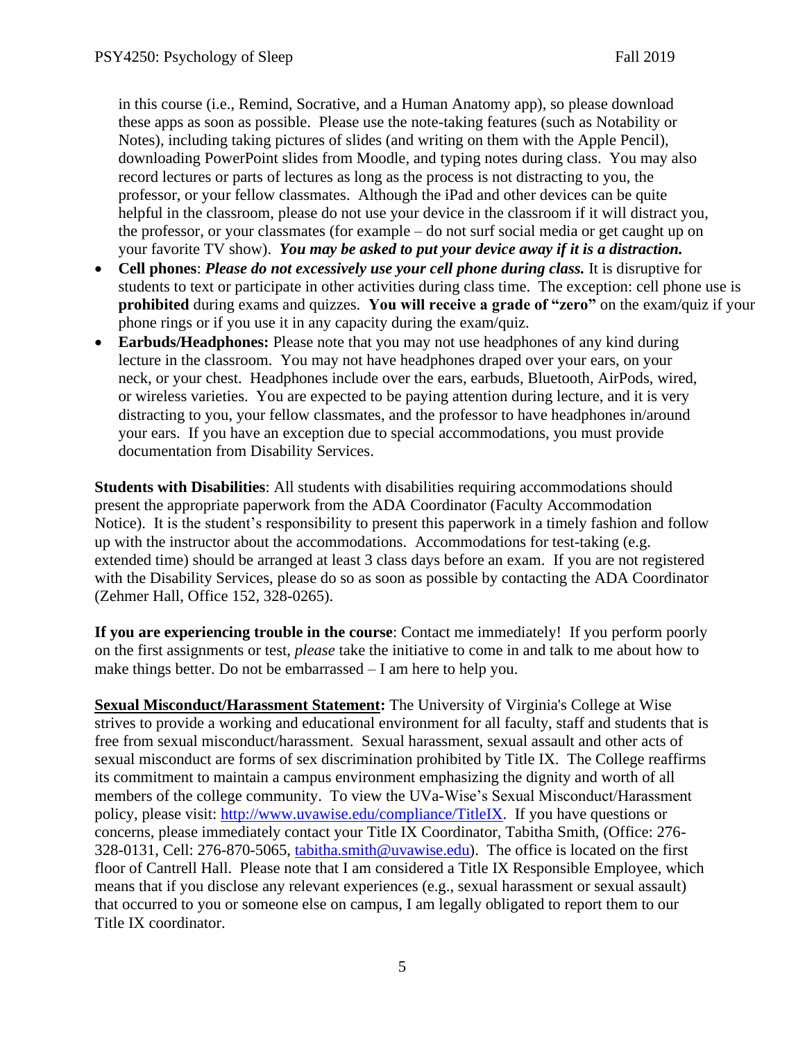in this course (i.e., Remind, Socrative, and a Human Anatomy app), so please download these apps as soon as possible. Please use the note-taking features (such as Notability or Notes), including taking pictures of slides (and writing on them with the Apple Pencil), downloading PowerPoint slides from Moodle, and typing notes during class. You may also record lectures or parts of lectures as long as the process is not distracting to you, the professor, or your fellow classmates. Although the iPad and other devices can be quite helpful in the classroom, please do not use your device in the classroom if it will distract you, the professor, or your classmates (for example – do not surf social media or get caught up on your favorite TV show). ***You may be asked to put your device away if it is a distraction.***

- **Cell phones**: ***Please do not excessively use your cell phone during class.*** It is disruptive for students to text or participate in other activities during class time. The exception: cell phone use is **prohibited** during exams and quizzes. **You will receive a grade of "zero"** on the exam/quiz if your phone rings or if you use it in any capacity during the exam/quiz.
- **Earbuds/Headphones:** Please note that you may not use headphones of any kind during lecture in the classroom. You may not have headphones draped over your ears, on your neck, or your chest. Headphones include over the ears, earbuds, Bluetooth, AirPods, wired, or wireless varieties. You are expected to be paying attention during lecture, and it is very distracting to you, your fellow classmates, and the professor to have headphones in/around your ears. If you have an exception due to special accommodations, you must provide documentation from Disability Services.

**Students with Disabilities**: All students with disabilities requiring accommodations should present the appropriate paperwork from the ADA Coordinator (Faculty Accommodation Notice). It is the student's responsibility to present this paperwork in a timely fashion and follow up with the instructor about the accommodations. Accommodations for test-taking (e.g. extended time) should be arranged at least 3 class days before an exam. If you are not registered with the Disability Services, please do so as soon as possible by contacting the ADA Coordinator (Zehmer Hall, Office 152, 328-0265).

**If you are experiencing trouble in the course**: Contact me immediately! If you perform poorly on the first assignments or test, *please* take the initiative to come in and talk to me about how to make things better. Do not be embarrassed – I am here to help you.

**Sexual Misconduct/Harassment Statement:** The University of Virginia's College at Wise strives to provide a working and educational environment for all faculty, staff and students that is free from sexual misconduct/harassment. Sexual harassment, sexual assault and other acts of sexual misconduct are forms of sex discrimination prohibited by Title IX. The College reaffirms its commitment to maintain a campus environment emphasizing the dignity and worth of all members of the college community. To view the UVa-Wise's Sexual Misconduct/Harassment policy, please visit: http://www.uvawise.edu/compliance/TitleIX. If you have questions or concerns, please immediately contact your Title IX Coordinator, Tabitha Smith, (Office: 276-328-0131, Cell: 276-870-5065, tabitha.smith@uvawise.edu). The office is located on the first floor of Cantrell Hall. Please note that I am considered a Title IX Responsible Employee, which means that if you disclose any relevant experiences (e.g., sexual harassment or sexual assault) that occurred to you or someone else on campus, I am legally obligated to report them to our Title IX coordinator.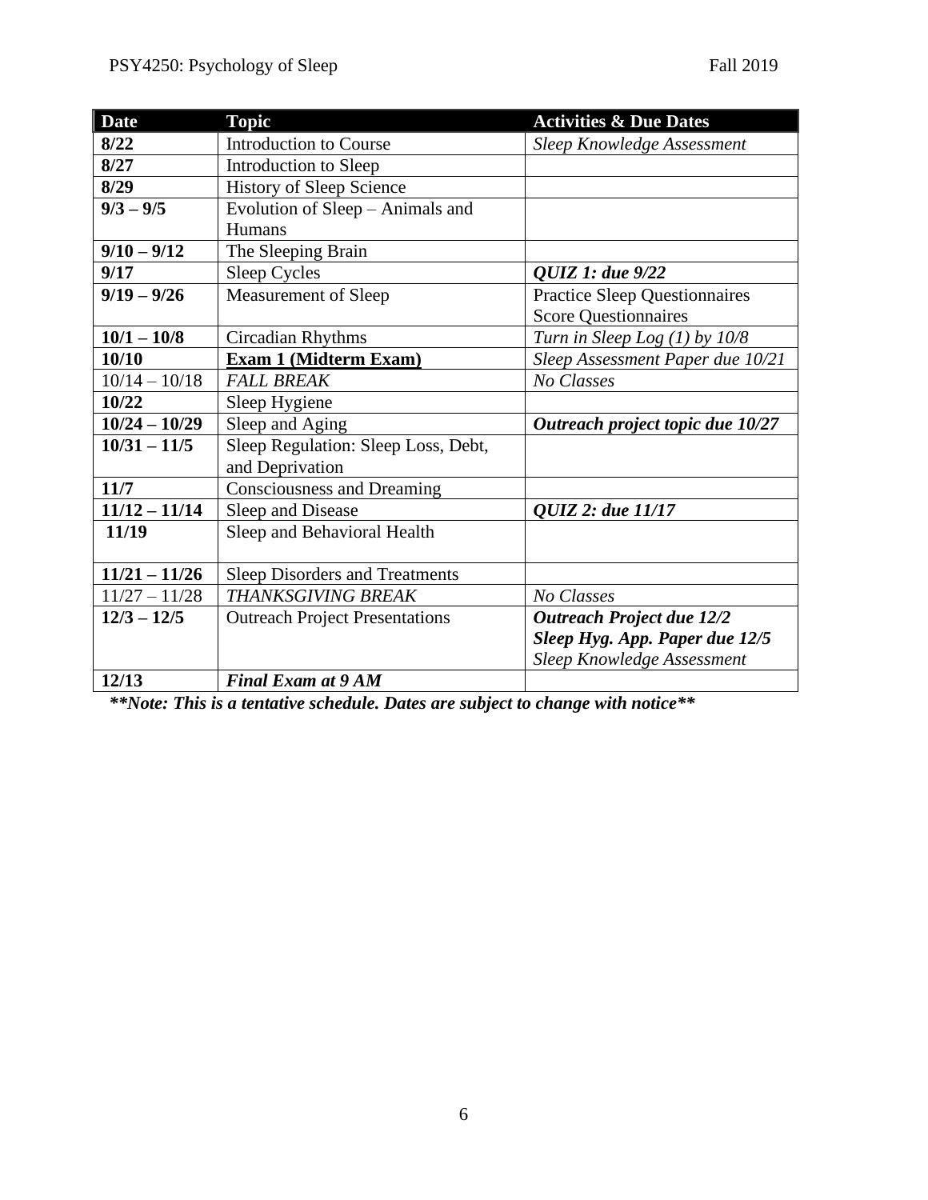| Date | Topic | Activities & Due Dates |
| --- | --- | --- |
| **8/22** | Introduction to Course | *Sleep Knowledge Assessment* |
| **8/27** | Introduction to Sleep | |
| **8/29** | History of Sleep Science | |
| **9/3 – 9/5** | Evolution of Sleep – Animals and Humans | |
| **9/10 – 9/12** | The Sleeping Brain | |
| **9/17** | Sleep Cycles | ***QUIZ 1: due 9/22*** |
| **9/19 – 9/26** | Measurement of Sleep | Practice Sleep Questionnaires<br>Score Questionnaires |
| **10/1 – 10/8** | Circadian Rhythms | *Turn in Sleep Log (1) by 10/8* |
| **10/10** | **Exam 1 (Midterm Exam)** | *Sleep Assessment Paper due 10/21* |
| 10/14 – 10/18 | *FALL BREAK* | *No Classes* |
| **10/22** | Sleep Hygiene | |
| **10/24 – 10/29** | Sleep and Aging | ***Outreach project topic due 10/27*** |
| **10/31 – 11/5** | Sleep Regulation: Sleep Loss, Debt, and Deprivation | |
| **11/7** | Consciousness and Dreaming | |
| **11/12 – 11/14** | Sleep and Disease | ***QUIZ 2: due 11/17*** |
| **11/19** | Sleep and Behavioral Health | |
| **11/21 – 11/26** | Sleep Disorders and Treatments | |
| 11/27 – 11/28 | *THANKSGIVING BREAK* | *No Classes* |
| **12/3 – 12/5** | Outreach Project Presentations | ***Outreach Project due 12/2***<br>***Sleep Hyg. App. Paper due 12/5***<br>*Sleep Knowledge Assessment* |
| **12/13** | ***Final Exam at 9 AM*** | |

***\*\*Note: This is a tentative schedule. Dates are subject to change with notice\*\****